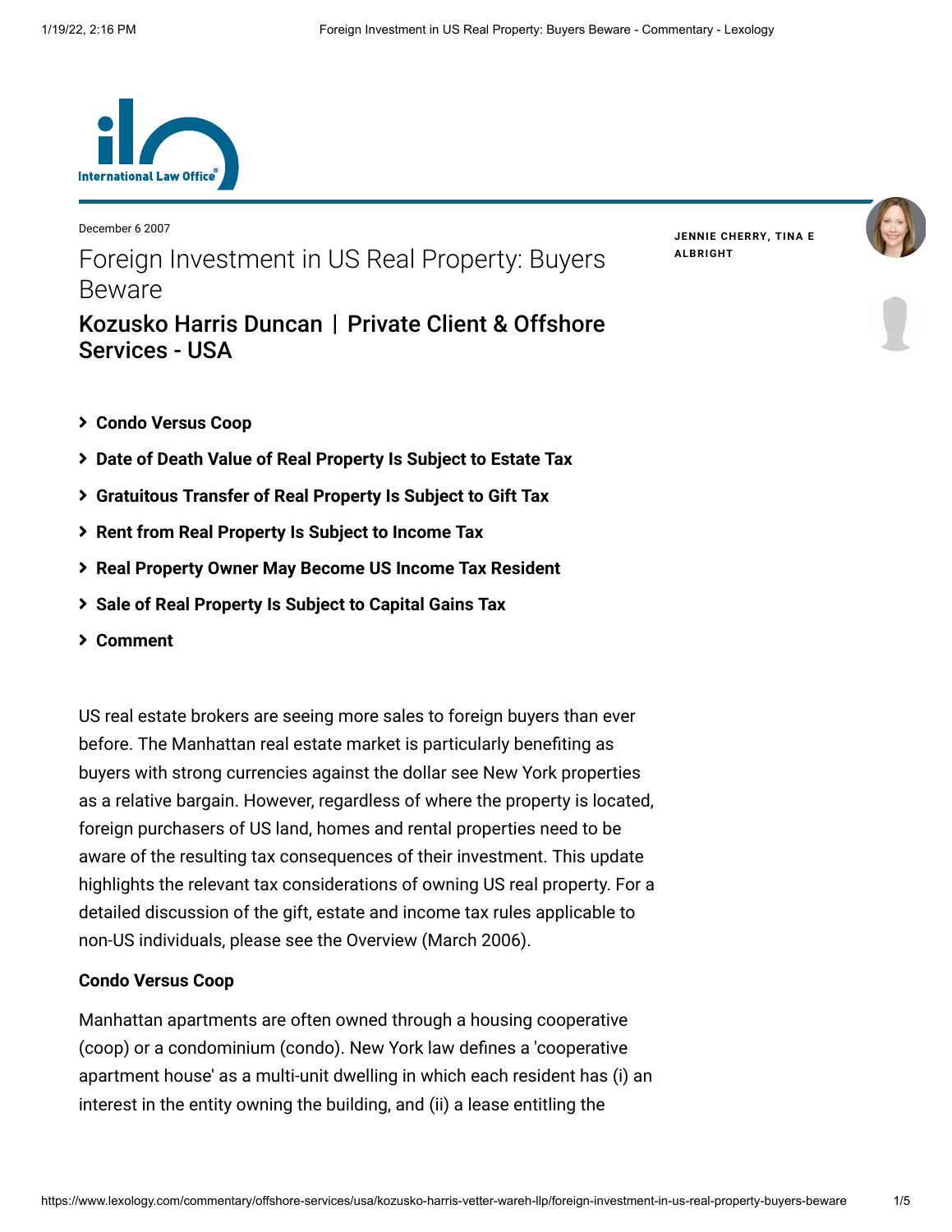December 6 2007

# Foreign Investment in US Real Property: Buyers Beware

## Kozusko Harris Duncan | Private Client & Offshore Services - USA

**JENNIE CHERRY, TINA E ALBRIGHT**

- **Condo Versus Coop**
- **Date of Death Value of Real Property Is Subject to Estate Tax**
- **Gratuitous Transfer of Real Property Is Subject to Gift Tax**
- **Rent from Real Property Is Subject to Income Tax**
- **Real Property Owner May Become US Income Tax Resident**
- **Sale of Real Property Is Subject to Capital Gains Tax**
- **Comment**

US real estate brokers are seeing more sales to foreign buyers than ever before. The Manhattan real estate market is particularly benefiting as buyers with strong currencies against the dollar see New York properties as a relative bargain. However, regardless of where the property is located, foreign purchasers of US land, homes and rental properties need to be aware of the resulting tax consequences of their investment. This update highlights the relevant tax considerations of owning US real property. For a detailed discussion of the gift, estate and income tax rules applicable to non-US individuals, please see the Overview (March 2006).

### Condo Versus Coop

Manhattan apartments are often owned through a housing cooperative (coop) or a condominium (condo). New York law defines a 'cooperative apartment house' as a multi-unit dwelling in which each resident has (i) an interest in the entity owning the building, and (ii) a lease entitling the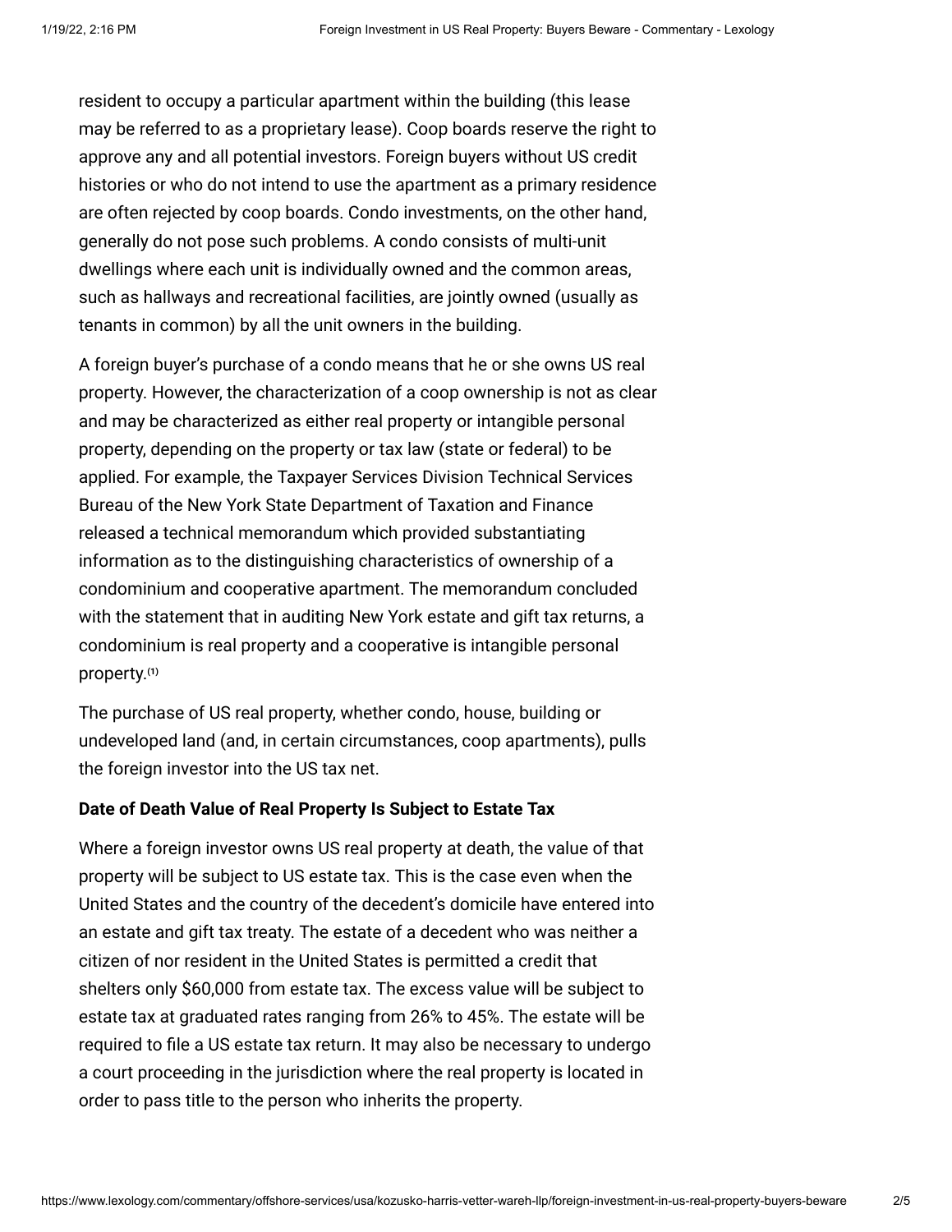resident to occupy a particular apartment within the building (this lease may be referred to as a proprietary lease). Coop boards reserve the right to approve any and all potential investors. Foreign buyers without US credit histories or who do not intend to use the apartment as a primary residence are often rejected by coop boards. Condo investments, on the other hand, generally do not pose such problems. A condo consists of multi-unit dwellings where each unit is individually owned and the common areas, such as hallways and recreational facilities, are jointly owned (usually as tenants in common) by all the unit owners in the building.

A foreign buyer's purchase of a condo means that he or she owns US real property. However, the characterization of a coop ownership is not as clear and may be characterized as either real property or intangible personal property, depending on the property or tax law (state or federal) to be applied. For example, the Taxpayer Services Division Technical Services Bureau of the New York State Department of Taxation and Finance released a technical memorandum which provided substantiating information as to the distinguishing characteristics of ownership of a condominium and cooperative apartment. The memorandum concluded with the statement that in auditing New York estate and gift tax returns, a condominium is real property and a cooperative is intangible personal property.[1]

The purchase of US real property, whether condo, house, building or undeveloped land (and, in certain circumstances, coop apartments), pulls the foreign investor into the US tax net.

**Date of Death Value of Real Property Is Subject to Estate Tax**

Where a foreign investor owns US real property at death, the value of that property will be subject to US estate tax. This is the case even when the United States and the country of the decedent's domicile have entered into an estate and gift tax treaty. The estate of a decedent who was neither a citizen of nor resident in the United States is permitted a credit that shelters only $60,000 from estate tax. The excess value will be subject to estate tax at graduated rates ranging from 26% to 45%. The estate will be required to file a US estate tax return. It may also be necessary to undergo a court proceeding in the jurisdiction where the real property is located in order to pass title to the person who inherits the property.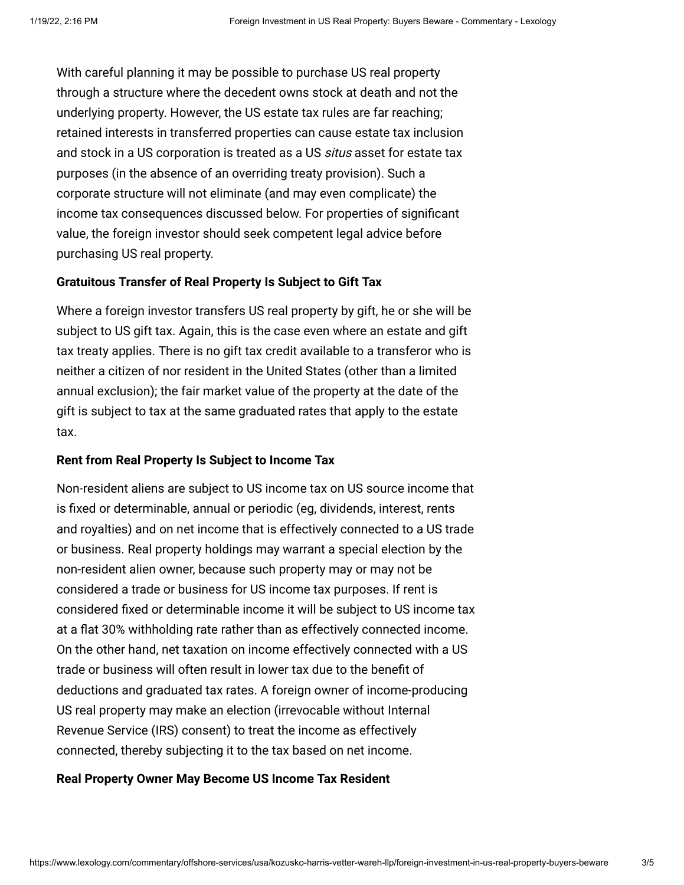With careful planning it may be possible to purchase US real property through a structure where the decedent owns stock at death and not the underlying property. However, the US estate tax rules are far reaching; retained interests in transferred properties can cause estate tax inclusion and stock in a US corporation is treated as a US *situs* asset for estate tax purposes (in the absence of an overriding treaty provision). Such a corporate structure will not eliminate (and may even complicate) the income tax consequences discussed below. For properties of significant value, the foreign investor should seek competent legal advice before purchasing US real property.

**Gratuitous Transfer of Real Property Is Subject to Gift Tax**

Where a foreign investor transfers US real property by gift, he or she will be subject to US gift tax. Again, this is the case even where an estate and gift tax treaty applies. There is no gift tax credit available to a transferor who is neither a citizen of nor resident in the United States (other than a limited annual exclusion); the fair market value of the property at the date of the gift is subject to tax at the same graduated rates that apply to the estate tax.

**Rent from Real Property Is Subject to Income Tax**

Non-resident aliens are subject to US income tax on US source income that is fixed or determinable, annual or periodic (eg, dividends, interest, rents and royalties) and on net income that is effectively connected to a US trade or business. Real property holdings may warrant a special election by the non-resident alien owner, because such property may or may not be considered a trade or business for US income tax purposes. If rent is considered fixed or determinable income it will be subject to US income tax at a flat 30% withholding rate rather than as effectively connected income. On the other hand, net taxation on income effectively connected with a US trade or business will often result in lower tax due to the benefit of deductions and graduated tax rates. A foreign owner of income-producing US real property may make an election (irrevocable without Internal Revenue Service (IRS) consent) to treat the income as effectively connected, thereby subjecting it to the tax based on net income.

**Real Property Owner May Become US Income Tax Resident**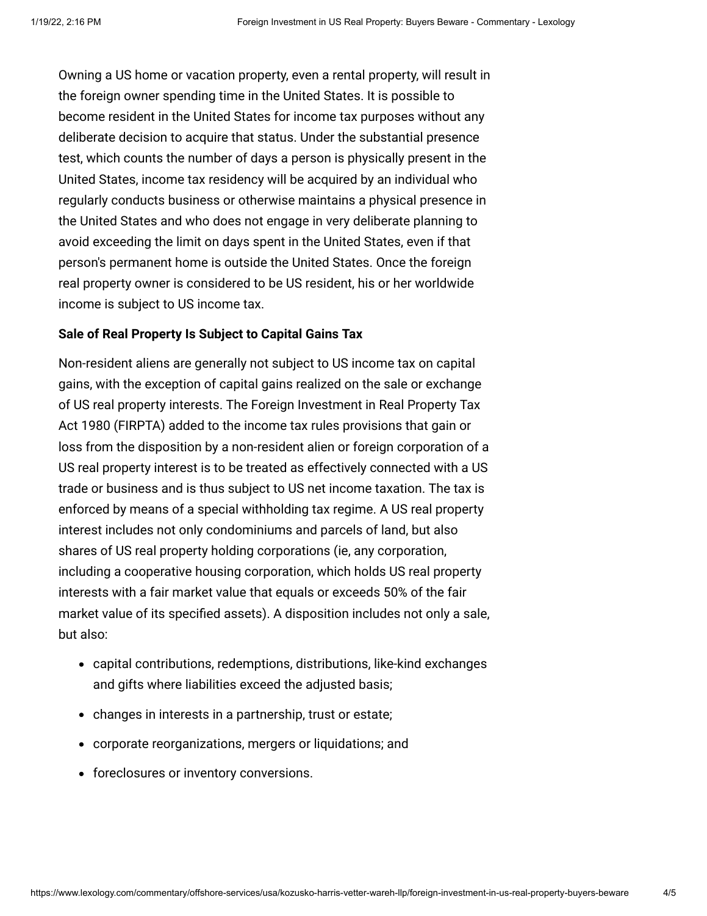Owning a US home or vacation property, even a rental property, will result in the foreign owner spending time in the United States. It is possible to become resident in the United States for income tax purposes without any deliberate decision to acquire that status. Under the substantial presence test, which counts the number of days a person is physically present in the United States, income tax residency will be acquired by an individual who regularly conducts business or otherwise maintains a physical presence in the United States and who does not engage in very deliberate planning to avoid exceeding the limit on days spent in the United States, even if that person's permanent home is outside the United States. Once the foreign real property owner is considered to be US resident, his or her worldwide income is subject to US income tax.

**Sale of Real Property Is Subject to Capital Gains Tax**

Non-resident aliens are generally not subject to US income tax on capital gains, with the exception of capital gains realized on the sale or exchange of US real property interests. The Foreign Investment in Real Property Tax Act 1980 (FIRPTA) added to the income tax rules provisions that gain or loss from the disposition by a non-resident alien or foreign corporation of a US real property interest is to be treated as effectively connected with a US trade or business and is thus subject to US net income taxation. The tax is enforced by means of a special withholding tax regime. A US real property interest includes not only condominiums and parcels of land, but also shares of US real property holding corporations (ie, any corporation, including a cooperative housing corporation, which holds US real property interests with a fair market value that equals or exceeds 50% of the fair market value of its specified assets). A disposition includes not only a sale, but also:

- capital contributions, redemptions, distributions, like-kind exchanges and gifts where liabilities exceed the adjusted basis;
- changes in interests in a partnership, trust or estate;
- corporate reorganizations, mergers or liquidations; and
- foreclosures or inventory conversions.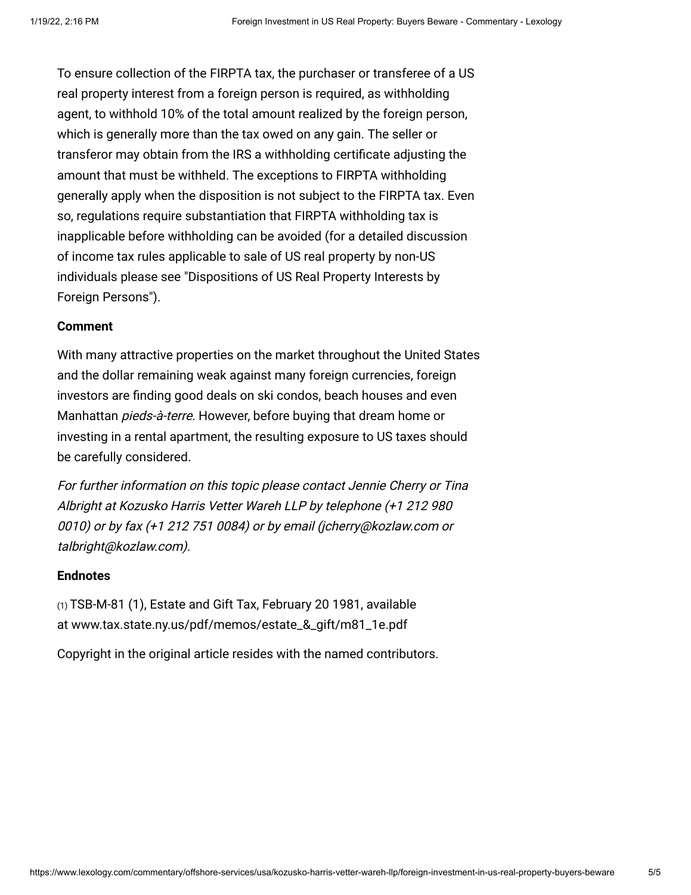To ensure collection of the FIRPTA tax, the purchaser or transferee of a US real property interest from a foreign person is required, as withholding agent, to withhold 10% of the total amount realized by the foreign person, which is generally more than the tax owed on any gain. The seller or transferor may obtain from the IRS a withholding certificate adjusting the amount that must be withheld. The exceptions to FIRPTA withholding generally apply when the disposition is not subject to the FIRPTA tax. Even so, regulations require substantiation that FIRPTA withholding tax is inapplicable before withholding can be avoided (for a detailed discussion of income tax rules applicable to sale of US real property by non-US individuals please see "Dispositions of US Real Property Interests by Foreign Persons").

**Comment**

With many attractive properties on the market throughout the United States and the dollar remaining weak against many foreign currencies, foreign investors are finding good deals on ski condos, beach houses and even Manhattan *pieds-à-terre*. However, before buying that dream home or investing in a rental apartment, the resulting exposure to US taxes should be carefully considered.

*For further information on this topic please contact Jennie Cherry or Tina Albright at Kozusko Harris Vetter Wareh LLP by telephone (+1 212 980 0010) or by fax (+1 212 751 0084) or by email (jcherry@kozlaw.com or talbright@kozlaw.com).*

**Endnotes**

(1) TSB-M-81 (1), Estate and Gift Tax, February 20 1981, available at www.tax.state.ny.us/pdf/memos/estate_&_gift/m81_1e.pdf

Copyright in the original article resides with the named contributors.